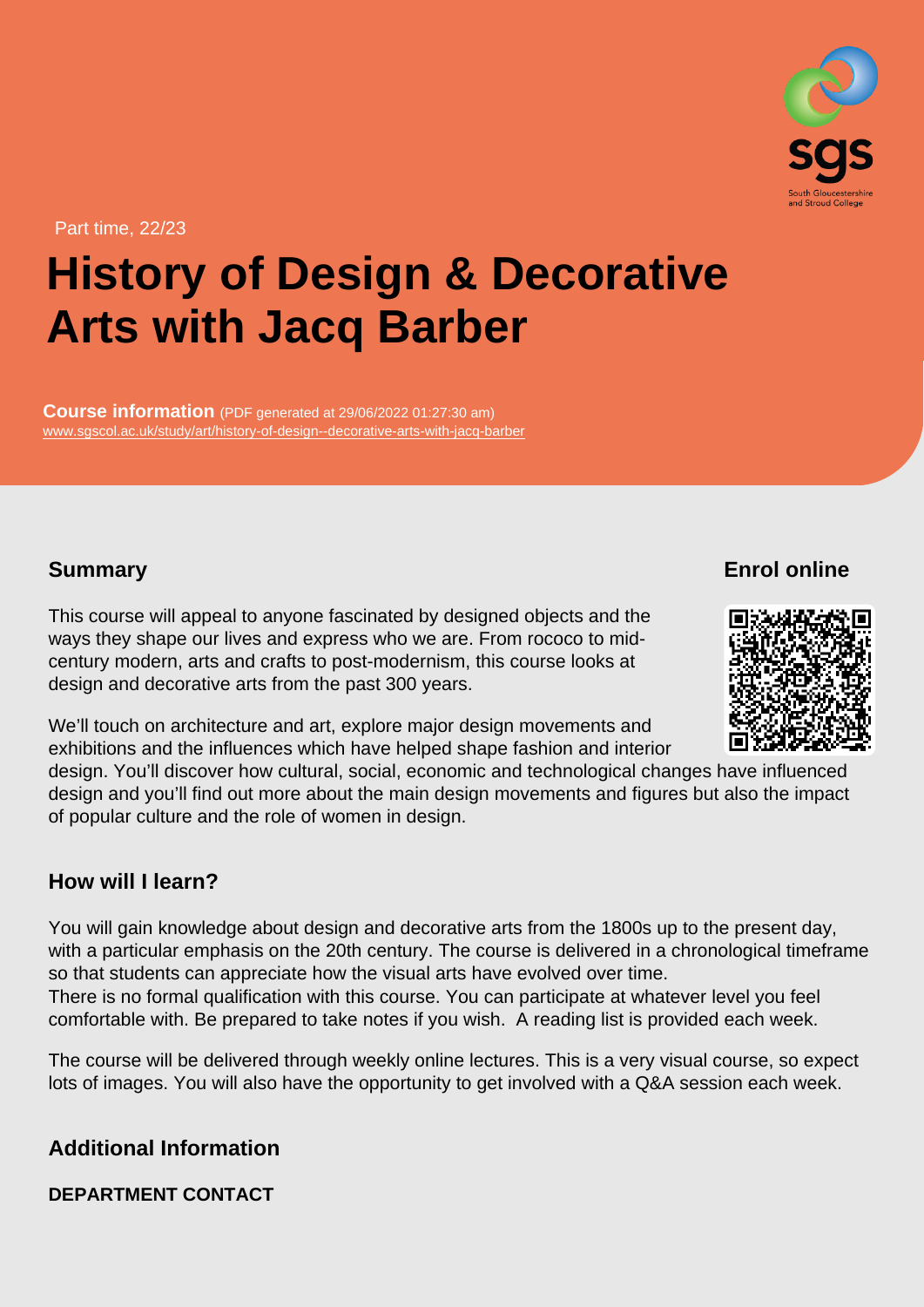Part time, 22/23

# History of Design & Decorative Arts with Jacq Barber

**Course information** (PDF generated at 29/06/2022 01:27:30 am)
www.sgscol.ac.uk/study/art/history-of-design--decorative-arts-with-jacq-barber

## Summary

This course will appeal to anyone fascinated by designed objects and the ways they shape our lives and express who we are. From rococo to mid-century modern, arts and crafts to post-modernism, this course looks at design and decorative arts from the past 300 years.

We'll touch on architecture and art, explore major design movements and exhibitions and the influences which have helped shape fashion and interior design. You'll discover how cultural, social, economic and technological changes have influenced design and you'll find out more about the main design movements and figures but also the impact of popular culture and the role of women in design.

## Enrol online

## How will I learn?

You will gain knowledge about design and decorative arts from the 1800s up to the present day, with a particular emphasis on the 20th century. The course is delivered in a chronological timeframe so that students can appreciate how the visual arts have evolved over time.
There is no formal qualification with this course. You can participate at whatever level you feel comfortable with. Be prepared to take notes if you wish. A reading list is provided each week.

The course will be delivered through weekly online lectures. This is a very visual course, so expect lots of images. You will also have the opportunity to get involved with a Q&A session each week.

## Additional Information

**DEPARTMENT CONTACT**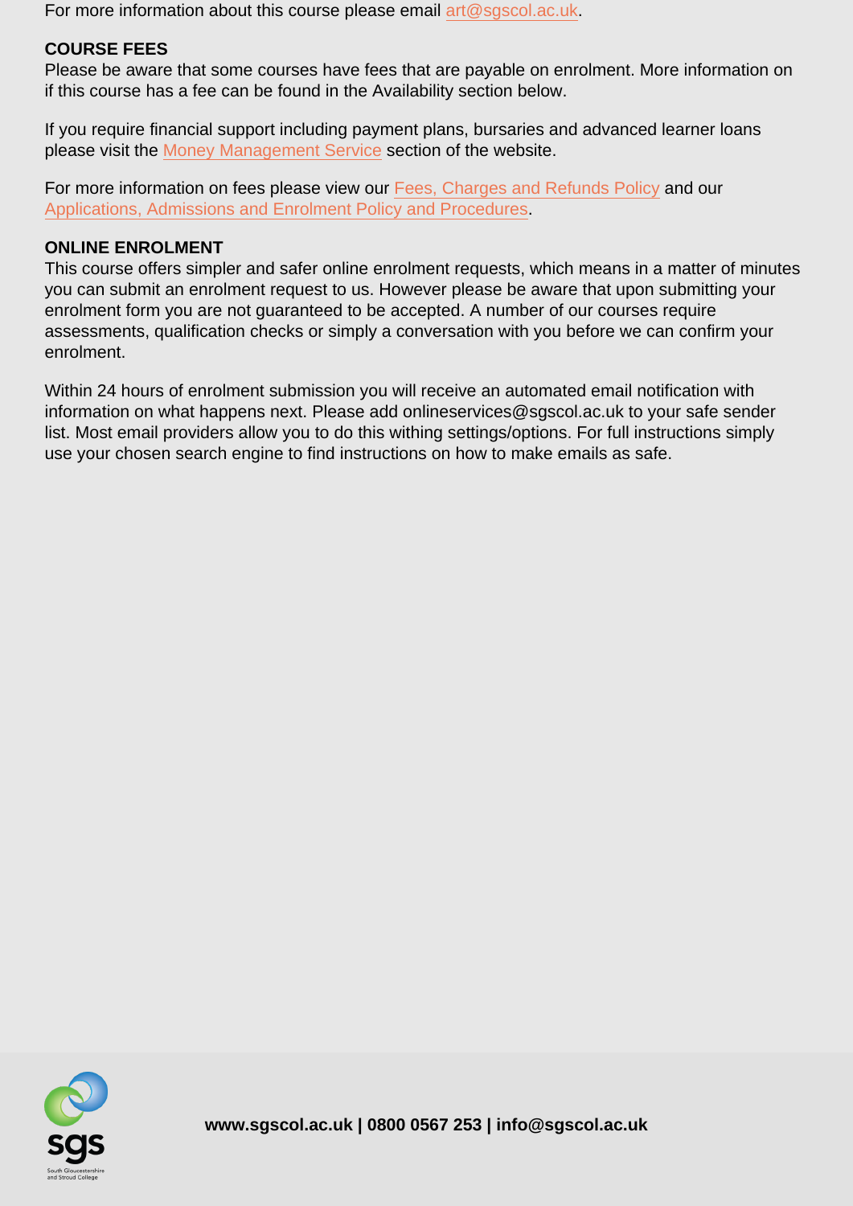For more information about this course please email art@sgscol.ac.uk.

**COURSE FEES**

Please be aware that some courses have fees that are payable on enrolment. More information on if this course has a fee can be found in the Availability section below.

If you require financial support including payment plans, bursaries and advanced learner loans please visit the Money Management Service section of the website.

For more information on fees please view our Fees, Charges and Refunds Policy and our Applications, Admissions and Enrolment Policy and Procedures.

**ONLINE ENROLMENT**

This course offers simpler and safer online enrolment requests, which means in a matter of minutes you can submit an enrolment request to us. However please be aware that upon submitting your enrolment form you are not guaranteed to be accepted. A number of our courses require assessments, qualification checks or simply a conversation with you before we can confirm your enrolment.

Within 24 hours of enrolment submission you will receive an automated email notification with information on what happens next. Please add onlineservices@sgscol.ac.uk to your safe sender list. Most email providers allow you to do this withing settings/options. For full instructions simply use your chosen search engine to find instructions on how to make emails as safe.